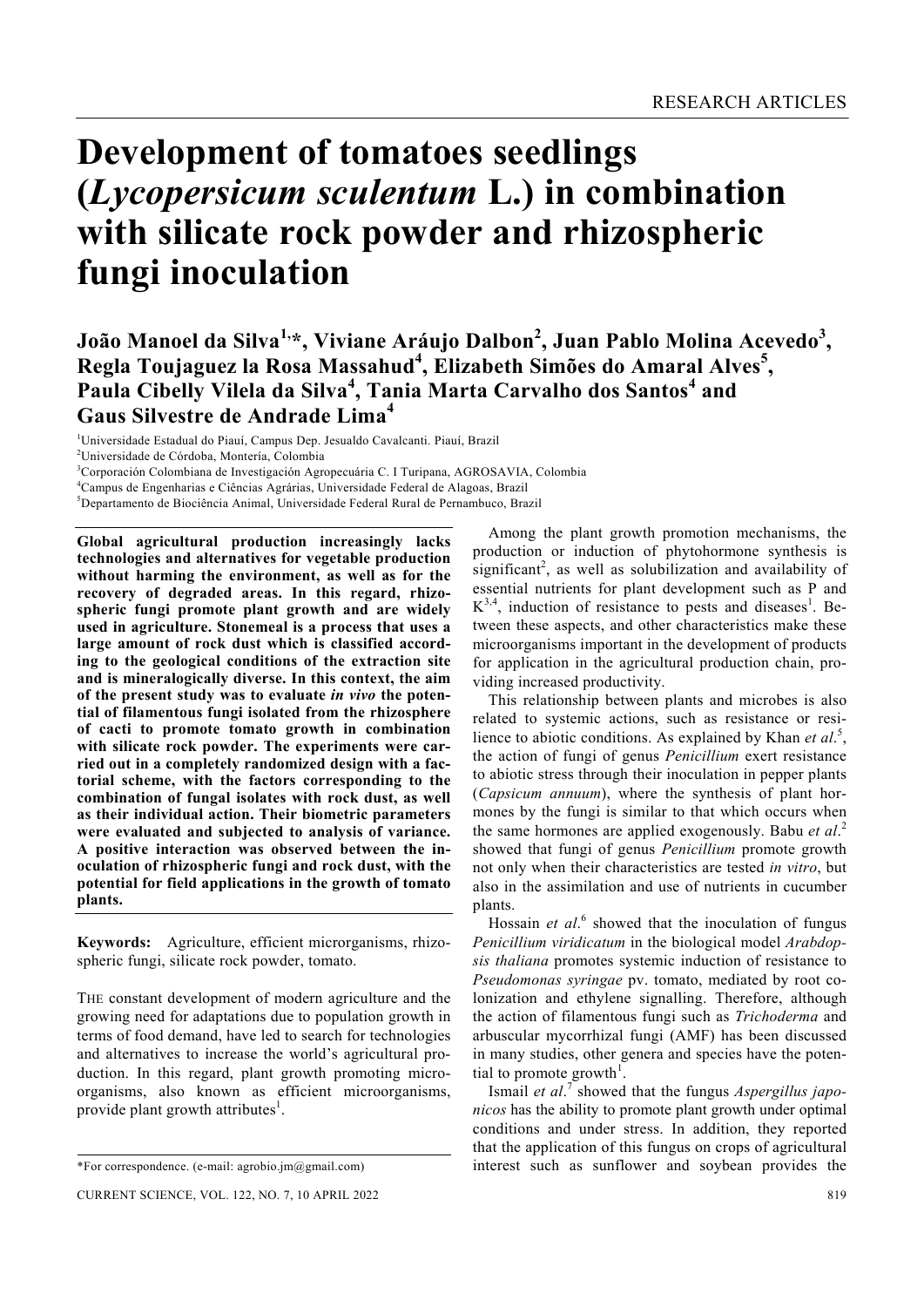# Development of tomatoes seedlings (*Lycopersicum sculentum* L.) in combination with silicate rock powder and rhizospheric fungi inoculation

**João Manoel da Silva[1,*], Viviane Aráujo Dalbon[2], Juan Pablo Molina Acevedo[3], Regla Toujaguez la Rosa Massahud[4], Elizabeth Simões do Amaral Alves[5], Paula Cibelly Vilela da Silva[4], Tania Marta Carvalho dos Santos[4] and Gaus Silvestre de Andrade Lima[4]**

[1]Universidade Estadual do Piauí, Campus Dep. Jesualdo Cavalcanti. Piauí, Brazil
[2]Universidade de Córdoba, Montería, Colombia
[3]Corporación Colombiana de Investigación Agropecuária C. I Turipana, AGROSAVIA, Colombia
[4]Campus de Engenharias e Ciências Agrárias, Universidade Federal de Alagoas, Brazil
[5]Departamento de Biociência Animal, Universidade Federal Rural de Pernambuco, Brazil

**Global agricultural production increasingly lacks technologies and alternatives for vegetable production without harming the environment, as well as for the recovery of degraded areas. In this regard, rhizospheric fungi promote plant growth and are widely used in agriculture. Stonemeal is a process that uses a large amount of rock dust which is classified according to the geological conditions of the extraction site and is mineralogically diverse. In this context, the aim of the present study was to evaluate *in vivo* the potential of filamentous fungi isolated from the rhizosphere of cacti to promote tomato growth in combination with silicate rock powder. The experiments were carried out in a completely randomized design with a factorial scheme, with the factors corresponding to the combination of fungal isolates with rock dust, as well as their individual action. Their biometric parameters were evaluated and subjected to analysis of variance. A positive interaction was observed between the inoculation of rhizospheric fungi and rock dust, with the potential for field applications in the growth of tomato plants.**

**Keywords:** Agriculture, efficient microrganisms, rhizospheric fungi, silicate rock powder, tomato.

THE constant development of modern agriculture and the growing need for adaptations due to population growth in terms of food demand, have led to search for technologies and alternatives to increase the world's agricultural production. In this regard, plant growth promoting microorganisms, also known as efficient microorganisms, provide plant growth attributes[1].

Among the plant growth promotion mechanisms, the production or induction of phytohormone synthesis is significant[2], as well as solubilization and availability of essential nutrients for plant development such as P and K[3,4], induction of resistance to pests and diseases[1]. Between these aspects, and other characteristics make these microorganisms important in the development of products for application in the agricultural production chain, providing increased productivity.

This relationship between plants and microbes is also related to systemic actions, such as resistance or resilience to abiotic conditions. As explained by Khan *et al*.[5], the action of fungi of genus *Penicillium* exert resistance to abiotic stress through their inoculation in pepper plants (*Capsicum annuum*), where the synthesis of plant hormones by the fungi is similar to that which occurs when the same hormones are applied exogenously. Babu *et al*.[2] showed that fungi of genus *Penicillium* promote growth not only when their characteristics are tested *in vitro*, but also in the assimilation and use of nutrients in cucumber plants.

Hossain *et al*.[6] showed that the inoculation of fungus *Penicillium viridicatum* in the biological model *Arabdopsis thaliana* promotes systemic induction of resistance to *Pseudomonas syringae* pv. tomato, mediated by root colonization and ethylene signalling. Therefore, although the action of filamentous fungi such as *Trichoderma* and arbuscular mycorrhizal fungi (AMF) has been discussed in many studies, other genera and species have the potential to promote growth[1].

Ismail *et al*.[7] showed that the fungus *Aspergillus japonicos* has the ability to promote plant growth under optimal conditions and under stress. In addition, they reported that the application of this fungus on crops of agricultural interest such as sunflower and soybean provides the

*For correspondence. (e-mail: agrobio.jm@gmail.com)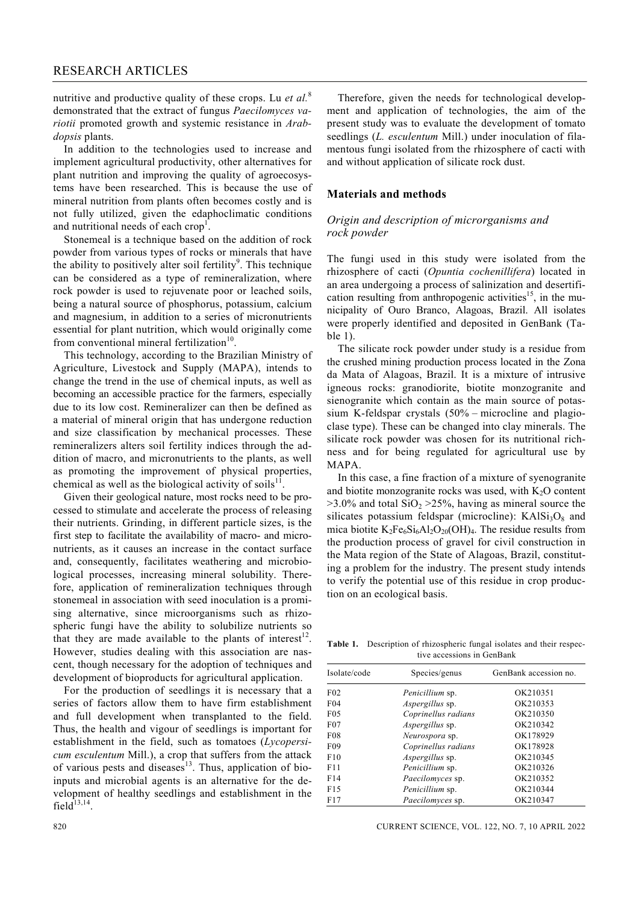nutritive and productive quality of these crops. Lu *et al.*[8] demonstrated that the extract of fungus *Paecilomyces variotii* promoted growth and systemic resistance in *Arabdopsis* plants.

In addition to the technologies used to increase and implement agricultural productivity, other alternatives for plant nutrition and improving the quality of agroecosystems have been researched. This is because the use of mineral nutrition from plants often becomes costly and is not fully utilized, given the edaphoclimatic conditions and nutritional needs of each crop[1].

Stonemeal is a technique based on the addition of rock powder from various types of rocks or minerals that have the ability to positively alter soil fertility[9]. This technique can be considered as a type of remineralization, where rock powder is used to rejuvenate poor or leached soils, being a natural source of phosphorus, potassium, calcium and magnesium, in addition to a series of micronutrients essential for plant nutrition, which would originally come from conventional mineral fertilization[10].

This technology, according to the Brazilian Ministry of Agriculture, Livestock and Supply (MAPA), intends to change the trend in the use of chemical inputs, as well as becoming an accessible practice for the farmers, especially due to its low cost. Remineralizer can then be defined as a material of mineral origin that has undergone reduction and size classification by mechanical processes. These remineralizers alters soil fertility indices through the addition of macro, and micronutrients to the plants, as well as promoting the improvement of physical properties, chemical as well as the biological activity of soils[11].

Given their geological nature, most rocks need to be processed to stimulate and accelerate the process of releasing their nutrients. Grinding, in different particle sizes, is the first step to facilitate the availability of macro- and micronutrients, as it causes an increase in the contact surface and, consequently, facilitates weathering and microbiological processes, increasing mineral solubility. Therefore, application of remineralization techniques through stonemeal in association with seed inoculation is a promising alternative, since microorganisms such as rhizospheric fungi have the ability to solubilize nutrients so that they are made available to the plants of interest[12]. However, studies dealing with this association are nascent, though necessary for the adoption of techniques and development of bioproducts for agricultural application.

For the production of seedlings it is necessary that a series of factors allow them to have firm establishment and full development when transplanted to the field. Thus, the health and vigour of seedlings is important for establishment in the field, such as tomatoes (*Lycopersicum esculentum* Mill.), a crop that suffers from the attack of various pests and diseases[13]. Thus, application of bioinputs and microbial agents is an alternative for the development of healthy seedlings and establishment in the field[13,14].

Therefore, given the needs for technological development and application of technologies, the aim of the present study was to evaluate the development of tomato seedlings (*L. esculentum* Mill.) under inoculation of filamentous fungi isolated from the rhizosphere of cacti with and without application of silicate rock dust.

## Materials and methods

### *Origin and description of microrganisms and rock powder*

The fungi used in this study were isolated from the rhizosphere of cacti (*Opuntia cochenillifera*) located in an area undergoing a process of salinization and desertification resulting from anthropogenic activities[15], in the municipality of Ouro Branco, Alagoas, Brazil. All isolates were properly identified and deposited in GenBank (Table 1).

The silicate rock powder under study is a residue from the crushed mining production process located in the Zona da Mata of Alagoas, Brazil. It is a mixture of intrusive igneous rocks: granodiorite, biotite monzogranite and sienogranite which contain as the main source of potassium K-feldspar crystals (50% – microcline and plagioclase type). These can be changed into clay minerals. The silicate rock powder was chosen for its nutritional richness and for being regulated for agricultural use by MAPA.

In this case, a fine fraction of a mixture of syenogranite and biotite monzogranite rocks was used, with $K_2O$ content >3.0% and total $SiO_2$ >25%, having as mineral source the silicates potassium feldspar (microcline): $KAlSi_3O_8$ and mica biotite $K_2Fe_6Si_6Al_2O_{20}(OH)_4$. The residue results from the production process of gravel for civil construction in the Mata region of the State of Alagoas, Brazil, constituting a problem for the industry. The present study intends to verify the potential use of this residue in crop production on an ecological basis.

**Table 1.** Description of rhizospheric fungal isolates and their respective accessions in GenBank

| Isolate/code | Species/genus | GenBank accession no. |
|---|---|---|
| F02 | *Penicillium* sp. | OK210351 |
| F04 | *Aspergillus* sp. | OK210353 |
| F05 | *Coprinellus radians* | OK210350 |
| F07 | *Aspergillus* sp. | OK210342 |
| F08 | *Neurospora* sp. | OK178929 |
| F09 | *Coprinellus radians* | OK178928 |
| F10 | *Aspergillus* sp. | OK210345 |
| F11 | *Penicillium* sp. | OK210326 |
| F14 | *Paecilomyces* sp. | OK210352 |
| F15 | *Penicillium* sp. | OK210344 |
| F17 | *Paecilomyces* sp. | OK210347 |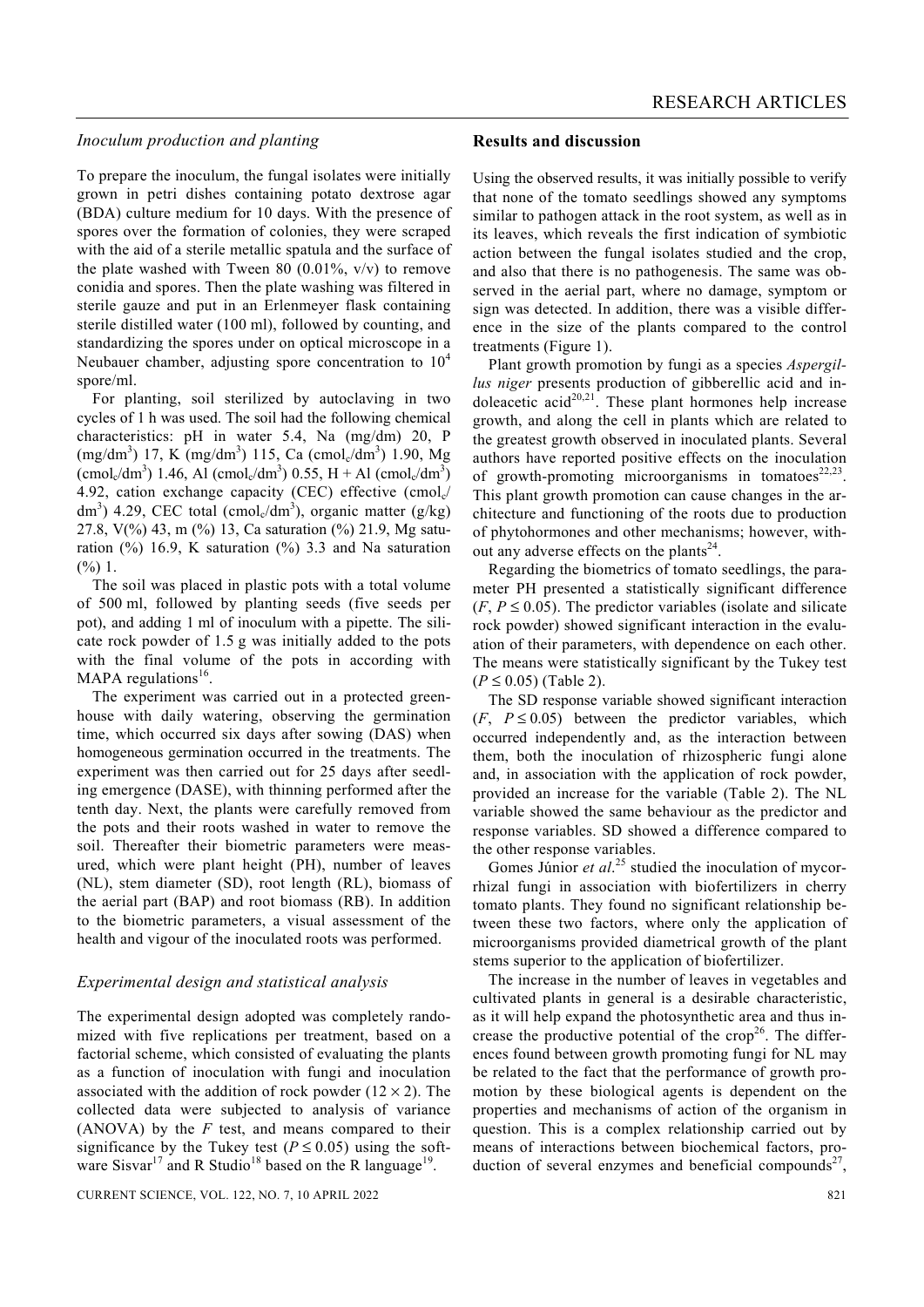### *Inoculum production and planting*

To prepare the inoculum, the fungal isolates were initially grown in petri dishes containing potato dextrose agar (BDA) culture medium for 10 days. With the presence of spores over the formation of colonies, they were scraped with the aid of a sterile metallic spatula and the surface of the plate washed with Tween 80 (0.01%, v/v) to remove conidia and spores. Then the plate washing was filtered in sterile gauze and put in an Erlenmeyer flask containing sterile distilled water (100 ml), followed by counting, and standardizing the spores under on optical microscope in a Neubauer chamber, adjusting spore concentration to $10^4$ spore/ml.

For planting, soil sterilized by autoclaving in two cycles of 1 h was used. The soil had the following chemical characteristics: pH in water 5.4, Na (mg/dm) 20, P (mg/$dm^3$) 17, K (mg/$dm^3$) 115, Ca ($cmol_c/dm^3$) 1.90, Mg ($cmol_c/dm^3$) 1.46, Al ($cmol_c/dm^3$) 0.55, H + Al ($cmol_c/dm^3$) 4.92, cation exchange capacity (CEC) effective ($cmol_c/dm^3$) 4.29, CEC total ($cmol_c/dm^3$), organic matter (g/kg) 27.8, V(%) 43, m (%) 13, Ca saturation (%) 21.9, Mg saturation (%) 16.9, K saturation (%) 3.3 and Na saturation (%) 1.

The soil was placed in plastic pots with a total volume of 500 ml, followed by planting seeds (five seeds per pot), and adding 1 ml of inoculum with a pipette. The silicate rock powder of 1.5 g was initially added to the pots with the final volume of the pots in according with MAPA regulations[16].

The experiment was carried out in a protected greenhouse with daily watering, observing the germination time, which occurred six days after sowing (DAS) when homogeneous germination occurred in the treatments. The experiment was then carried out for 25 days after seedling emergence (DASE), with thinning performed after the tenth day. Next, the plants were carefully removed from the pots and their roots washed in water to remove the soil. Thereafter their biometric parameters were measured, which were plant height (PH), number of leaves (NL), stem diameter (SD), root length (RL), biomass of the aerial part (BAP) and root biomass (RB). In addition to the biometric parameters, a visual assessment of the health and vigour of the inoculated roots was performed.

### *Experimental design and statistical analysis*

The experimental design adopted was completely randomized with five replications per treatment, based on a factorial scheme, which consisted of evaluating the plants as a function of inoculation with fungi and inoculation associated with the addition of rock powder ($12 \times 2$). The collected data were subjected to analysis of variance (ANOVA) by the *F* test, and means compared to their significance by the Tukey test ($P \leq 0.05$) using the software Sisvar[17] and R Studio[18] based on the R language[19].

## Results and discussion

Using the observed results, it was initially possible to verify that none of the tomato seedlings showed any symptoms similar to pathogen attack in the root system, as well as in its leaves, which reveals the first indication of symbiotic action between the fungal isolates studied and the crop, and also that there is no pathogenesis. The same was observed in the aerial part, where no damage, symptom or sign was detected. In addition, there was a visible difference in the size of the plants compared to the control treatments (Figure 1).

Plant growth promotion by fungi as a species *Aspergillus niger* presents production of gibberellic acid and indoleacetic acid[20,21]. These plant hormones help increase growth, and along the cell in plants which are related to the greatest growth observed in inoculated plants. Several authors have reported positive effects on the inoculation of growth-promoting microorganisms in tomatoes[22,23]. This plant growth promotion can cause changes in the architecture and functioning of the roots due to production of phytohormones and other mechanisms; however, without any adverse effects on the plants[24].

Regarding the biometrics of tomato seedlings, the parameter PH presented a statistically significant difference ($F$, $P \leq 0.05$). The predictor variables (isolate and silicate rock powder) showed significant interaction in the evaluation of their parameters, with dependence on each other. The means were statistically significant by the Tukey test ($P \leq 0.05$) (Table 2).

The SD response variable showed significant interaction ($F$, $P \leq 0.05$) between the predictor variables, which occurred independently and, as the interaction between them, both the inoculation of rhizospheric fungi alone and, in association with the application of rock powder, provided an increase for the variable (Table 2). The NL variable showed the same behaviour as the predictor and response variables. SD showed a difference compared to the other response variables.

Gomes Júnior *et al*.[25] studied the inoculation of mycorrhizal fungi in association with biofertilizers in cherry tomato plants. They found no significant relationship between these two factors, where only the application of microorganisms provided diametrical growth of the plant stems superior to the application of biofertilizer.

The increase in the number of leaves in vegetables and cultivated plants in general is a desirable characteristic, as it will help expand the photosynthetic area and thus increase the productive potential of the crop[26]. The differences found between growth promoting fungi for NL may be related to the fact that the performance of growth promotion by these biological agents is dependent on the properties and mechanisms of action of the organism in question. This is a complex relationship carried out by means of interactions between biochemical factors, production of several enzymes and beneficial compounds[27],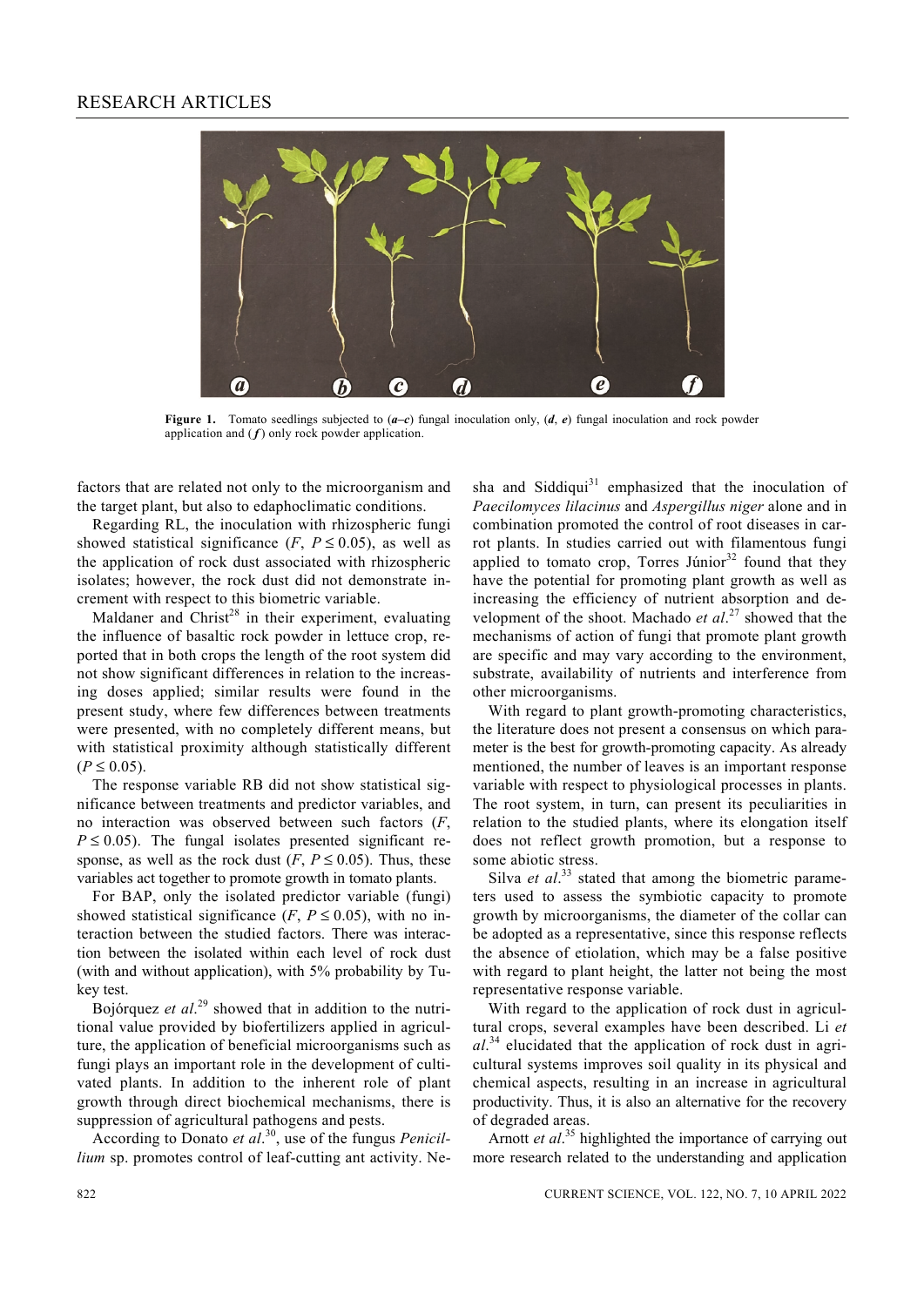**Figure 1.** Tomato seedlings subjected to (***a–c***) fungal inoculation only, (***d***, ***e***) fungal inoculation and rock powder application and (***f***) only rock powder application.

factors that are related not only to the microorganism and the target plant, but also to edaphoclimatic conditions.

Regarding RL, the inoculation with rhizospheric fungi showed statistical significance ($F$, $P \leq 0.05$), as well as the application of rock dust associated with rhizospheric isolates; however, the rock dust did not demonstrate increment with respect to this biometric variable.

Maldaner and Christ[28] in their experiment, evaluating the influence of basaltic rock powder in lettuce crop, reported that in both crops the length of the root system did not show significant differences in relation to the increasing doses applied; similar results were found in the present study, where few differences between treatments were presented, with no completely different means, but with statistical proximity although statistically different ($P \leq 0.05$).

The response variable RB did not show statistical significance between treatments and predictor variables, and no interaction was observed between such factors ($F$, $P \leq 0.05$). The fungal isolates presented significant response, as well as the rock dust ($F$, $P \leq 0.05$). Thus, these variables act together to promote growth in tomato plants.

For BAP, only the isolated predictor variable (fungi) showed statistical significance ($F$, $P \leq 0.05$), with no interaction between the studied factors. There was interaction between the isolated within each level of rock dust (with and without application), with 5% probability by Tukey test.

Bojórquez *et al.*[29] showed that in addition to the nutritional value provided by biofertilizers applied in agriculture, the application of beneficial microorganisms such as fungi plays an important role in the development of cultivated plants. In addition to the inherent role of plant growth through direct biochemical mechanisms, there is suppression of agricultural pathogens and pests.

According to Donato *et al.*[30], use of the fungus *Penicillium* sp. promotes control of leaf-cutting ant activity. Nesha and Siddiqui[31] emphasized that the inoculation of *Paecilomyces lilacinus* and *Aspergillus niger* alone and in combination promoted the control of root diseases in carrot plants. In studies carried out with filamentous fungi applied to tomato crop, Torres Júnior[32] found that they have the potential for promoting plant growth as well as increasing the efficiency of nutrient absorption and development of the shoot. Machado *et al.*[27] showed that the mechanisms of action of fungi that promote plant growth are specific and may vary according to the environment, substrate, availability of nutrients and interference from other microorganisms.

With regard to plant growth-promoting characteristics, the literature does not present a consensus on which parameter is the best for growth-promoting capacity. As already mentioned, the number of leaves is an important response variable with respect to physiological processes in plants. The root system, in turn, can present its peculiarities in relation to the studied plants, where its elongation itself does not reflect growth promotion, but a response to some abiotic stress.

Silva *et al.*[33] stated that among the biometric parameters used to assess the symbiotic capacity to promote growth by microorganisms, the diameter of the collar can be adopted as a representative, since this response reflects the absence of etiolation, which may be a false positive with regard to plant height, the latter not being the most representative response variable.

With regard to the application of rock dust in agricultural crops, several examples have been described. Li *et al.*[34] elucidated that the application of rock dust in agricultural systems improves soil quality in its physical and chemical aspects, resulting in an increase in agricultural productivity. Thus, it is also an alternative for the recovery of degraded areas.

Arnott *et al.*[35] highlighted the importance of carrying out more research related to the understanding and application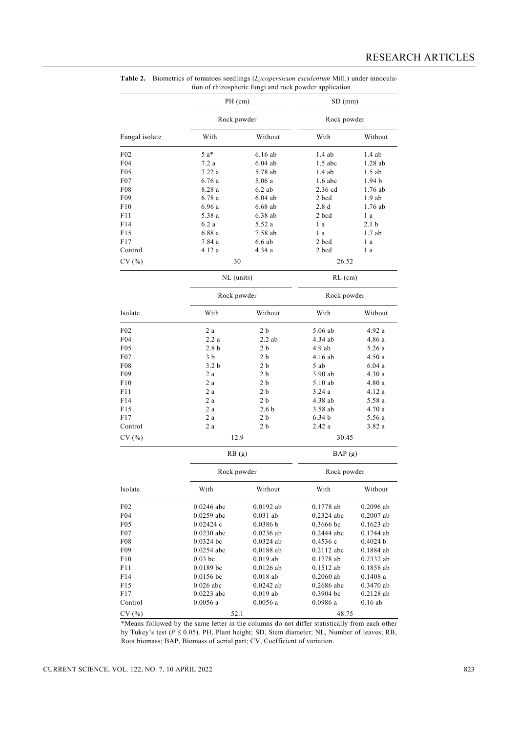**Table 2.** Biometrics of tomatoes seedlings (*Lycopersicum esculentum* Mill.) under inoculation of rhizospheric fungi and rock powder application

| | PH (cm) | | SD (mm) | |
|---|---|---|---|---|
| | Rock powder | | Rock powder | |
| Fungal isolate | With | Without | With | Without |
| F02 | 5 a* | 6.16 ab | 1.4 ab | 1.4 ab |
| F04 | 7.2 a | 6.04 ab | 1.5 abc | 1.28 ab |
| F05 | 7.22 a | 5.78 ab | 1.4 ab | 1.5 ab |
| F07 | 6.76 a | 5.06 a | 1.6 abc | 1.94 b |
| F08 | 8.28 a | 6.2 ab | 2.36 cd | 1.76 ab |
| F09 | 6.78 a | 6.04 ab | 2 bcd | 1.9 ab |
| F10 | 6.96 a | 6.68 ab | 2.8 d | 1.76 ab |
| F11 | 5.38 a | 6.38 ab | 2 bcd | 1 a |
| F14 | 6.2 a | 5.52 a | 1 a | 2.1 b |
| F15 | 6.88 a | 7.58 ab | 1 a | 1.7 ab |
| F17 | 7.84 a | 6.6 ab | 2 bcd | 1 a |
| Control | 4.12 a | 4.34 a | 2 bcd | 1 a |
| CV (%) | 30 | | 26.52 | |

| | NL (units) | | RL (cm) | |
|---|---|---|---|---|
| | Rock powder | | Rock powder | |
| Isolate | With | Without | With | Without |
| F02 | 2 a | 2 b | 5.06 ab | 4.92 a |
| F04 | 2.2 a | 2.2 ab | 4.34 ab | 4.86 a |
| F05 | 2.8 b | 2 b | 4.9 ab | 5.26 a |
| F07 | 3 b | 2 b | 4.16 ab | 4.50 a |
| F08 | 3.2 b | 2 b | 5 ab | 6.04 a |
| F09 | 2 a | 2 b | 3.90 ab | 4.30 a |
| F10 | 2 a | 2 b | 5.10 ab | 4.80 a |
| F11 | 2 a | 2 b | 3.24 a | 4.12 a |
| F14 | 2 a | 2 b | 4.38 ab | 5.58 a |
| F15 | 2 a | 2.6 b | 3.58 ab | 4.70 a |
| F17 | 2 a | 2 b | 6.34 b | 5.56 a |
| Control | 2 a | 2 b | 2.42 a | 3.82 a |
| CV (%) | 12.9 | | 30.45 | |

| | RB (g) | | BAP (g) | |
|---|---|---|---|---|
| | Rock powder | | Rock powder | |
| Isolate | With | Without | With | Without |
| F02 | 0.0246 abc | 0.0192 ab | 0.1778 ab | 0.2096 ab |
| F04 | 0.0259 abc | 0.031 ab | 0.2324 abc | 0.2007 ab |
| F05 | 0.02424 c | 0.0386 b | 0.3666 bc | 0.1623 ab |
| F07 | 0.0230 abc | 0.0236 ab | 0.2444 abc | 0.1744 ab |
| F08 | 0.0324 bc | 0.0324 ab | 0.4536 c | 0.4024 b |
| F09 | 0.0254 abc | 0.0188 ab | 0.2112 abc | 0.1884 ab |
| F10 | 0.03 bc | 0.019 ab | 0.1778 ab | 0.2332 ab |
| F11 | 0.0189 bc | 0.0126 ab | 0.1512 ab | 0.1858 ab |
| F14 | 0.0156 bc | 0.018 ab | 0.2060 ab | 0.1408 a |
| F15 | 0.026 abc | 0.0242 ab | 0.2686 abc | 0.3470 ab |
| F17 | 0.0223 abc | 0.019 ab | 0.3904 bc | 0.2128 ab |
| Control | 0.0056 a | 0.0056 a | 0.0986 a | 0.16 ab |
| CV (%) | 52.1 | | 48.75 | |

*Means followed by the same letter in the columns do not differ statistically from each other by Tukey's test ($P \leq 0.05$). PH, Plant height; SD, Stem diameter; NL, Number of leaves; RB, Root biomass; BAP, Biomass of aerial part; CV, Coefficient of variation.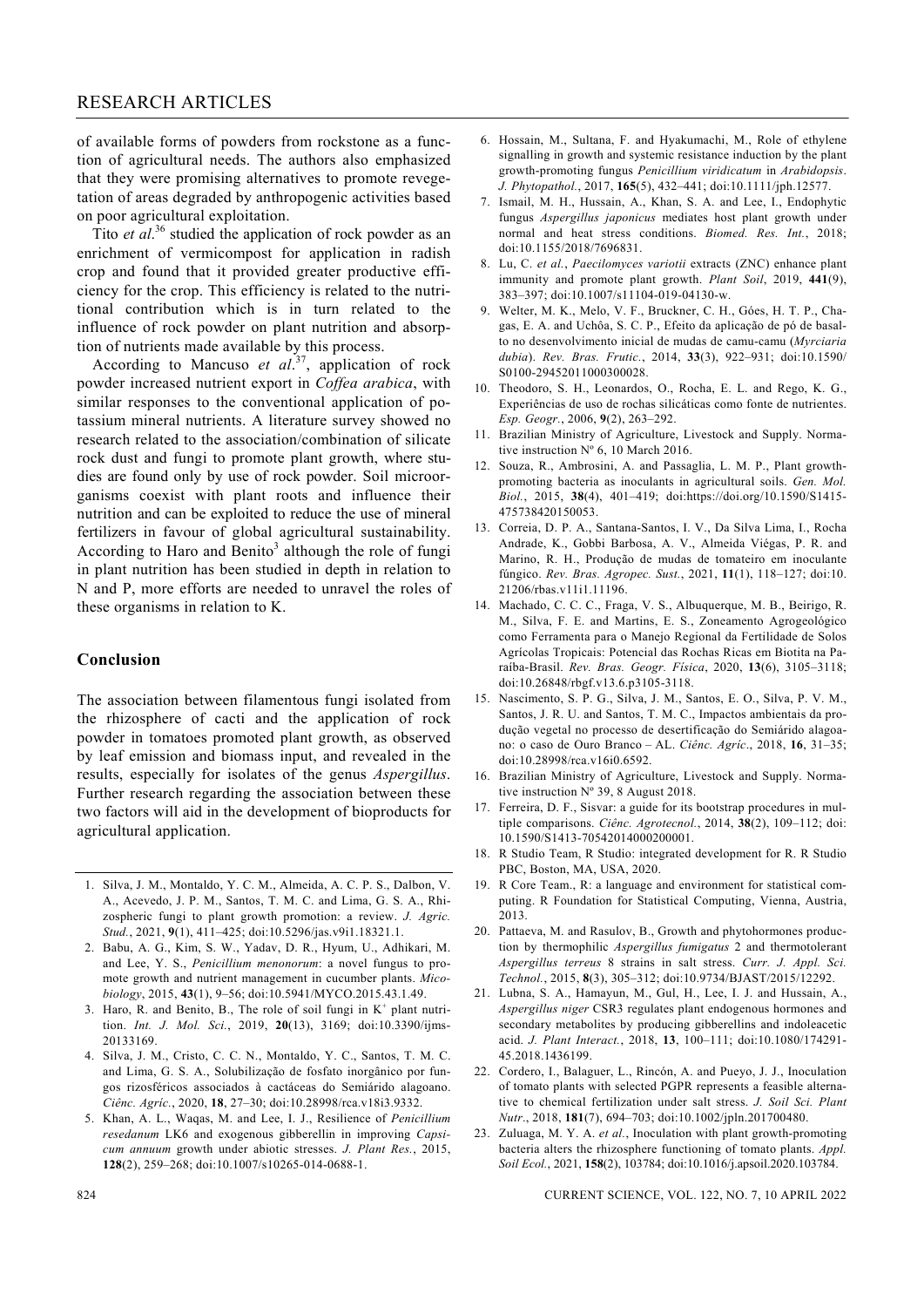of available forms of powders from rockstone as a function of agricultural needs. The authors also emphasized that they were promising alternatives to promote revegetation of areas degraded by anthropogenic activities based on poor agricultural exploitation.

Tito *et al*.[36] studied the application of rock powder as an enrichment of vermicompost for application in radish crop and found that it provided greater productive efficiency for the crop. This efficiency is related to the nutritional contribution which is in turn related to the influence of rock powder on plant nutrition and absorption of nutrients made available by this process.

According to Mancuso *et al*.[37], application of rock powder increased nutrient export in *Coffea arabica*, with similar responses to the conventional application of potassium mineral nutrients. A literature survey showed no research related to the association/combination of silicate rock dust and fungi to promote plant growth, where studies are found only by use of rock powder. Soil microorganisms coexist with plant roots and influence their nutrition and can be exploited to reduce the use of mineral fertilizers in favour of global agricultural sustainability. According to Haro and Benito[3] although the role of fungi in plant nutrition has been studied in depth in relation to N and P, more efforts are needed to unravel the roles of these organisms in relation to K.

## Conclusion

The association between filamentous fungi isolated from the rhizosphere of cacti and the application of rock powder in tomatoes promoted plant growth, as observed by leaf emission and biomass input, and revealed in the results, especially for isolates of the genus *Aspergillus*. Further research regarding the association between these two factors will aid in the development of bioproducts for agricultural application.

1. Silva, J. M., Montaldo, Y. C. M., Almeida, A. C. P. S., Dalbon, V. A., Acevedo, J. P. M., Santos, T. M. C. and Lima, G. S. A., Rhizospheric fungi to plant growth promotion: a review. *J. Agric. Stud.*, 2021, **9**(1), 411–425; doi:10.5296/jas.v9i1.18321.1.
2. Babu, A. G., Kim, S. W., Yadav, D. R., Hyum, U., Adhikari, M. and Lee, Y. S., *Penicillium menonorum*: a novel fungus to promote growth and nutrient management in cucumber plants. *Micobiology*, 2015, **43**(1), 9–56; doi:10.5941/MYCO.2015.43.1.49.
3. Haro, R. and Benito, B., The role of soil fungi in $K^+$ plant nutrition. *Int. J. Mol. Sci.*, 2019, **20**(13), 3169; doi:10.3390/ijms20133169.
4. Silva, J. M., Cristo, C. C. N., Montaldo, Y. C., Santos, T. M. C. and Lima, G. S. A., Solubilização de fosfato inorgânico por fungos rizosféricos associados à cactáceas do Semiárido alagoano. *Ciênc. Agríc.*, 2020, **18**, 27–30; doi:10.28998/rca.v18i3.9332.
5. Khan, A. L., Waqas, M. and Lee, I. J., Resilience of *Penicillium resedanum* LK6 and exogenous gibberellin in improving *Capsicum annuum* growth under abiotic stresses. *J. Plant Res.*, 2015, **128**(2), 259–268; doi:10.1007/s10265-014-0688-1.
6. Hossain, M., Sultana, F. and Hyakumachi, M., Role of ethylene signalling in growth and systemic resistance induction by the plant growth-promoting fungus *Penicillium viridicatum* in *Arabidopsis*. *J. Phytopathol.*, 2017, **165**(5), 432–441; doi:10.1111/jph.12577.
7. Ismail, M. H., Hussain, A., Khan, S. A. and Lee, I., Endophytic fungus *Aspergillus japonicus* mediates host plant growth under normal and heat stress conditions. *Biomed. Res. Int.*, 2018; doi:10.1155/2018/7696831.
8. Lu, C. *et al.*, *Paecilomyces variotii* extracts (ZNC) enhance plant immunity and promote plant growth. *Plant Soil*, 2019, **441**(9), 383–397; doi:10.1007/s11104-019-04130-w.
9. Welter, M. K., Melo, V. F., Bruckner, C. H., Góes, H. T. P., Chagas, E. A. and Uchôa, S. C. P., Efeito da aplicação de pó de basalto no desenvolvimento inicial de mudas de camu-camu (*Myrciaria dubia*). *Rev. Bras. Frutic.*, 2014, **33**(3), 922–931; doi:10.1590/S0100-29452011000300028.
10. Theodoro, S. H., Leonardos, O., Rocha, E. L. and Rego, K. G., Experiências de uso de rochas silicáticas como fonte de nutrientes. *Esp. Geogr.*, 2006, **9**(2), 263–292.
11. Brazilian Ministry of Agriculture, Livestock and Supply. Normative instruction Nº 6, 10 March 2016.
12. Souza, R., Ambrosini, A. and Passaglia, L. M. P., Plant growth-promoting bacteria as inoculants in agricultural soils. *Gen. Mol. Biol.*, 2015, **38**(4), 401–419; doi:https://doi.org/10.1590/S1415-475738420150053.
13. Correia, D. P. A., Santana-Santos, I. V., Da Silva Lima, I., Rocha Andrade, K., Gobbi Barbosa, A. V., Almeida Viégas, P. R. A. and Marino, R. H., Produção de mudas de tomateiro em inoculante fúngico. *Rev. Bras. Agropec. Sust.*, 2021, **11**(1), 118–127; doi:10.21206/rbas.v11i1.11196.
14. Machado, C. C. C., Fraga, V. S., Albuquerque, M. B., Beirigo, R. M., Silva, F. E. and Martins, E. S., Zoneamento Agrogeológico como Ferramenta para o Manejo Regional da Fertilidade de Solos Agrícolas Tropicais: Potencial das Rochas Ricas em Biotita na Paraíba-Brasil. *Rev. Bras. Geogr. Física*, 2020, **13**(6), 3105–3118; doi:10.26848/rbgf.v13.6.p3105-3118.
15. Nascimento, S. P. G., Silva, J. M., Santos, E. O., Silva, P. V. M., Santos, J. R. U. and Santos, T. M. C., Impactos ambientais da produção vegetal no processo de desertificação do Semiárido alagoano: o caso de Ouro Branco – AL. *Ciênc. Agríc.*, 2018, **16**, 31–35; doi:10.28998/rca.v16i0.6592.
16. Brazilian Ministry of Agriculture, Livestock and Supply. Normative instruction Nº 39, 8 August 2018.
17. Ferreira, D. F., Sisvar: a guide for its bootstrap procedures in multiple comparisons. *Ciênc. Agrotecnol.*, 2014, **38**(2), 109–112; doi:10.1590/S1413-70542014000200001.
18. R Studio Team, R Studio: integrated development for R. R Studio PBC, Boston, MA, USA, 2020.
19. R Core Team., R: a language and environment for statistical computing. R Foundation for Statistical Computing, Vienna, Austria, 2013.
20. Pattaeva, M. and Rasulov, B., Growth and phytohormones production by thermophilic *Aspergillus fumigatus* 2 and thermotolerant *Aspergillus terreus* 8 strains in salt stress. *Curr. J. Appl. Sci. Technol.*, 2015, **8**(3), 305–312; doi:10.9734/BJAST/2015/12292.
21. Lubna, S. A., Hamayun, M., Gul, H., Lee, I. J. and Hussain, A., *Aspergillus niger* CSR3 regulates plant endogenous hormones and secondary metabolites by producing gibberellins and indoleacetic acid. *J. Plant Interact.*, 2018, **13**, 100–111; doi:10.1080/17429145.2018.1436199.
22. Cordero, I., Balaguer, L., Rincón, A. and Pueyo, J. J., Inoculation of tomato plants with selected PGPR represents a feasible alternative to chemical fertilization under salt stress. *J. Soil Sci. Plant Nutr*., 2018, **181**(7), 694–703; doi:10.1002/jpln.201700480.
23. Zuluaga, M. Y. A. *et al.*, Inoculation with plant growth-promoting bacteria alters the rhizosphere functioning of tomato plants. *Appl. Soil Ecol.*, 2021, **158**(2), 103784; doi:10.1016/j.apsoil.2020.103784.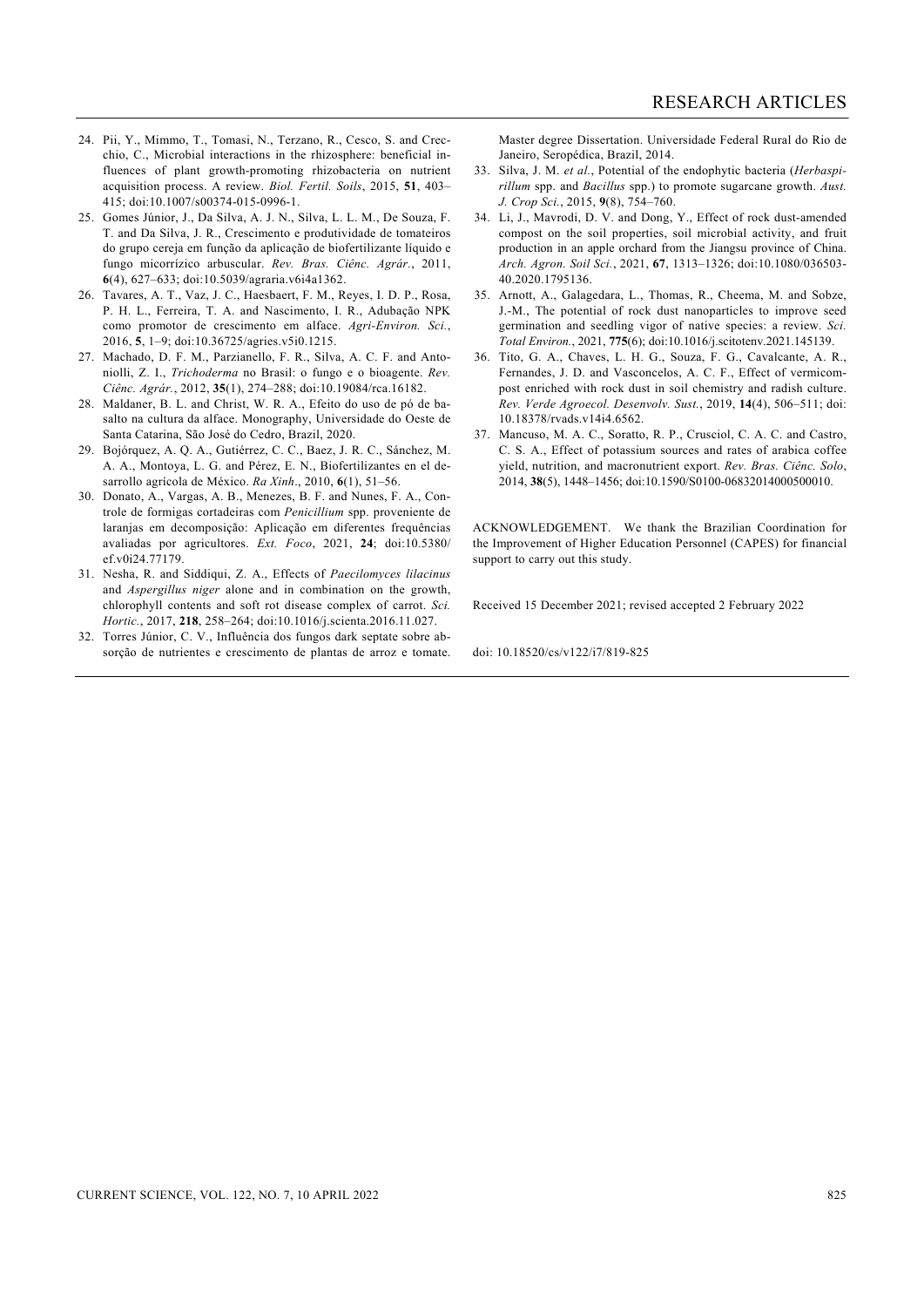24. Pii, Y., Mimmo, T., Tomasi, N., Terzano, R., Cesco, S. and Crecchio, C., Microbial interactions in the rhizosphere: beneficial influences of plant growth-promoting rhizobacteria on nutrient acquisition process. A review. *Biol. Fertil. Soils*, 2015, **51**, 403–415; doi:10.1007/s00374-015-0996-1.
25. Gomes Júnior, J., Da Silva, A. J. N., Silva, L. L. M., De Souza, F. T. and Da Silva, J. R., Crescimento e produtividade de tomateiros do grupo cereja em função da aplicação de biofertilizante líquido e fungo micorrízico arbuscular. *Rev. Bras. Ciênc. Agrár.*, 2011, **6**(4), 627–633; doi:10.5039/agraria.v6i4a1362.
26. Tavares, A. T., Vaz, J. C., Haesbaert, F. M., Reyes, I. D. P., Rosa, P. H. L., Ferreira, T. A. and Nascimento, I. R., Adubação NPK como promotor de crescimento em alface. *Agri-Environ. Sci.*, 2016, **5**, 1–9; doi:10.36725/agries.v5i0.1215.
27. Machado, D. F. M., Parzianello, F. R., Silva, A. C. F. and Antoniolli, Z. I., *Trichoderma* no Brasil: o fungo e o bioagente. *Rev. Ciênc. Agrár.*, 2012, **35**(1), 274–288; doi:10.19084/rca.16182.
28. Maldaner, B. L. and Christ, W. R. A., Efeito do uso de pó de basalto na cultura da alface. Monography, Universidade do Oeste de Santa Catarina, São José do Cedro, Brazil, 2020.
29. Bojórquez, A. Q. A., Gutiérrez, C. C., Baez, J. R. C., Sánchez, M. A. A., Montoya, L. G. and Pérez, E. N., Biofertilizantes en el desarrollo agrícola de México. *Ra Xinh*., 2010, **6**(1), 51–56.
30. Donato, A., Vargas, A. B., Menezes, B. F. and Nunes, F. A., Controle de formigas cortadeiras com *Penicillium* spp. proveniente de laranjas em decomposição: Aplicação em diferentes frequências avaliadas por agricultores. *Ext. Foco*, 2021, **24**; doi:10.5380/ef.v0i24.77179.
31. Nesha, R. and Siddiqui, Z. A., Effects of *Paecilomyces lilacinus* and *Aspergillus niger* alone and in combination on the growth, chlorophyll contents and soft rot disease complex of carrot. *Sci. Hortic.*, 2017, **218**, 258–264; doi:10.1016/j.scienta.2016.11.027.
32. Torres Júnior, C. V., Influência dos fungos dark septate sobre absorção de nutrientes e crescimento de plantas de arroz e tomate. Master degree Dissertation. Universidade Federal Rural do Rio de Janeiro, Seropédica, Brazil, 2014.
33. Silva, J. M. *et al.*, Potential of the endophytic bacteria (*Herbaspirillum* spp. and *Bacillus* spp.) to promote sugarcane growth. *Aust. J. Crop Sci.*, 2015, **9**(8), 754–760.
34. Li, J., Mavrodi, D. V. and Dong, Y., Effect of rock dust-amended compost on the soil properties, soil microbial activity, and fruit production in an apple orchard from the Jiangsu province of China. *Arch. Agron. Soil Sci.*, 2021, **67**, 1313–1326; doi:10.1080/03650340.2020.1795136.
35. Arnott, A., Galagedara, L., Thomas, R., Cheema, M. and Sobze, J.-M., The potential of rock dust nanoparticles to improve seed germination and seedling vigor of native species: a review. *Sci. Total Environ.*, 2021, **775**(6); doi:10.1016/j.scitotenv.2021.145139.
36. Tito, G. A., Chaves, L. H. G., Souza, F. G., Cavalcante, A. R., Fernandes, J. D. and Vasconcelos, A. C. F., Effect of vermicompost enriched with rock dust in soil chemistry and radish culture. *Rev. Verde Agroecol. Desenvolv. Sust.*, 2019, **14**(4), 506–511; doi:10.18378/rvads.v14i4.6562.
37. Mancuso, M. A. C., Soratto, R. P., Crusciol, C. A. C. and Castro, C. S. A., Effect of potassium sources and rates of arabica coffee yield, nutrition, and macronutrient export. *Rev. Bras. Ciênc. Solo*, 2014, **38**(5), 1448–1456; doi:10.1590/S0100-06832014000500010.

ACKNOWLEDGEMENT. We thank the Brazilian Coordination for the Improvement of Higher Education Personnel (CAPES) for financial support to carry out this study.

Received 15 December 2021; revised accepted 2 February 2022

doi: 10.18520/cs/v122/i7/819-825